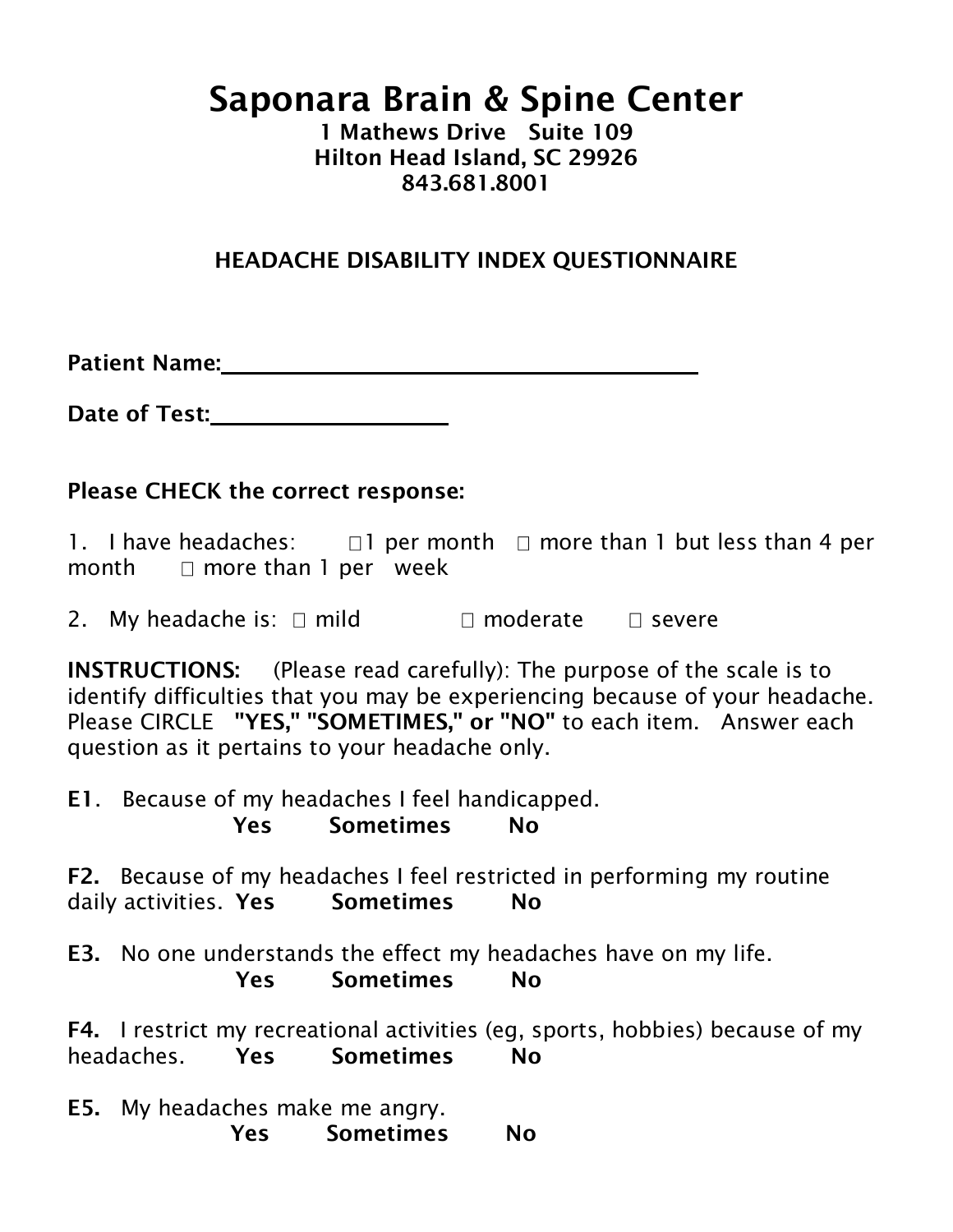# Saponara Brain & Spine Center

**1 Mathews Drive Suite 109**
**Hilton Head Island, SC 29926**
**843.681.8001**

## HEADACHE DISABILITY INDEX QUESTIONNAIRE

**Patient Name:**\_\_\_\_\_\_\_\_\_\_\_\_\_\_\_\_\_\_\_\_\_\_\_\_\_\_\_\_\_\_\_\_\_\_\_\_\_\_\_\_

**Date of Test:**\_\_\_\_\_\_\_\_\_\_\_\_\_\_\_\_\_\_\_\_

**Please CHECK the correct response:**

1. I have headaches: ☐ 1 per month ☐ more than 1 but less than 4 per month ☐ more than 1 per week

2. My headache is: ☐ mild ☐ moderate ☐ severe

**INSTRUCTIONS:** (Please read carefully): The purpose of the scale is to identify difficulties that you may be experiencing because of your headache. Please CIRCLE **"YES," "SOMETIMES," or "NO"** to each item. Answer each question as it pertains to your headache only.

**E1.** Because of my headaches I feel handicapped.
**Yes Sometimes No**

**F2.** Because of my headaches I feel restricted in performing my routine daily activities. **Yes Sometimes No**

**E3.** No one understands the effect my headaches have on my life.
**Yes Sometimes No**

**F4.** I restrict my recreational activities (eg, sports, hobbies) because of my headaches. **Yes Sometimes No**

**E5.** My headaches make me angry.
**Yes Sometimes No**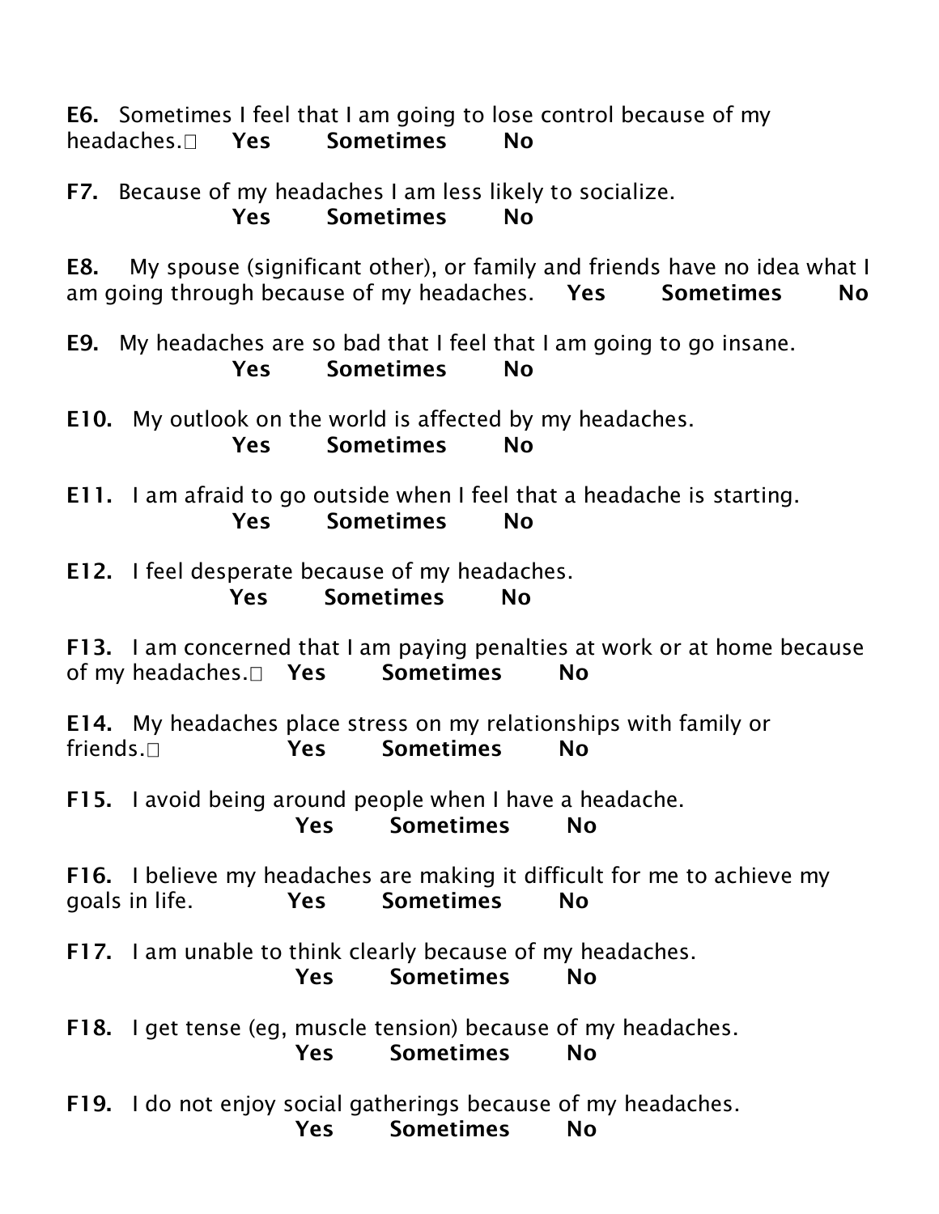**E6.** Sometimes I feel that I am going to lose control because of my headaches. **Yes** **Sometimes** **No**

**F7.** Because of my headaches I am less likely to socialize.
**Yes** **Sometimes** **No**

**E8.** My spouse (significant other), or family and friends have no idea what I am going through because of my headaches. **Yes** **Sometimes** **No**

**E9.** My headaches are so bad that I feel that I am going to go insane.
**Yes** **Sometimes** **No**

**E10.** My outlook on the world is affected by my headaches.
**Yes** **Sometimes** **No**

**E11.** I am afraid to go outside when I feel that a headache is starting.
**Yes** **Sometimes** **No**

**E12.** I feel desperate because of my headaches.
**Yes** **Sometimes** **No**

**F13.** I am concerned that I am paying penalties at work or at home because of my headaches. **Yes** **Sometimes** **No**

**E14.** My headaches place stress on my relationships with family or friends. **Yes** **Sometimes** **No**

**F15.** I avoid being around people when I have a headache.
**Yes** **Sometimes** **No**

**F16.** I believe my headaches are making it difficult for me to achieve my goals in life. **Yes** **Sometimes** **No**

**F17.** I am unable to think clearly because of my headaches.
**Yes** **Sometimes** **No**

**F18.** I get tense (eg, muscle tension) because of my headaches.
**Yes** **Sometimes** **No**

**F19.** I do not enjoy social gatherings because of my headaches.
**Yes** **Sometimes** **No**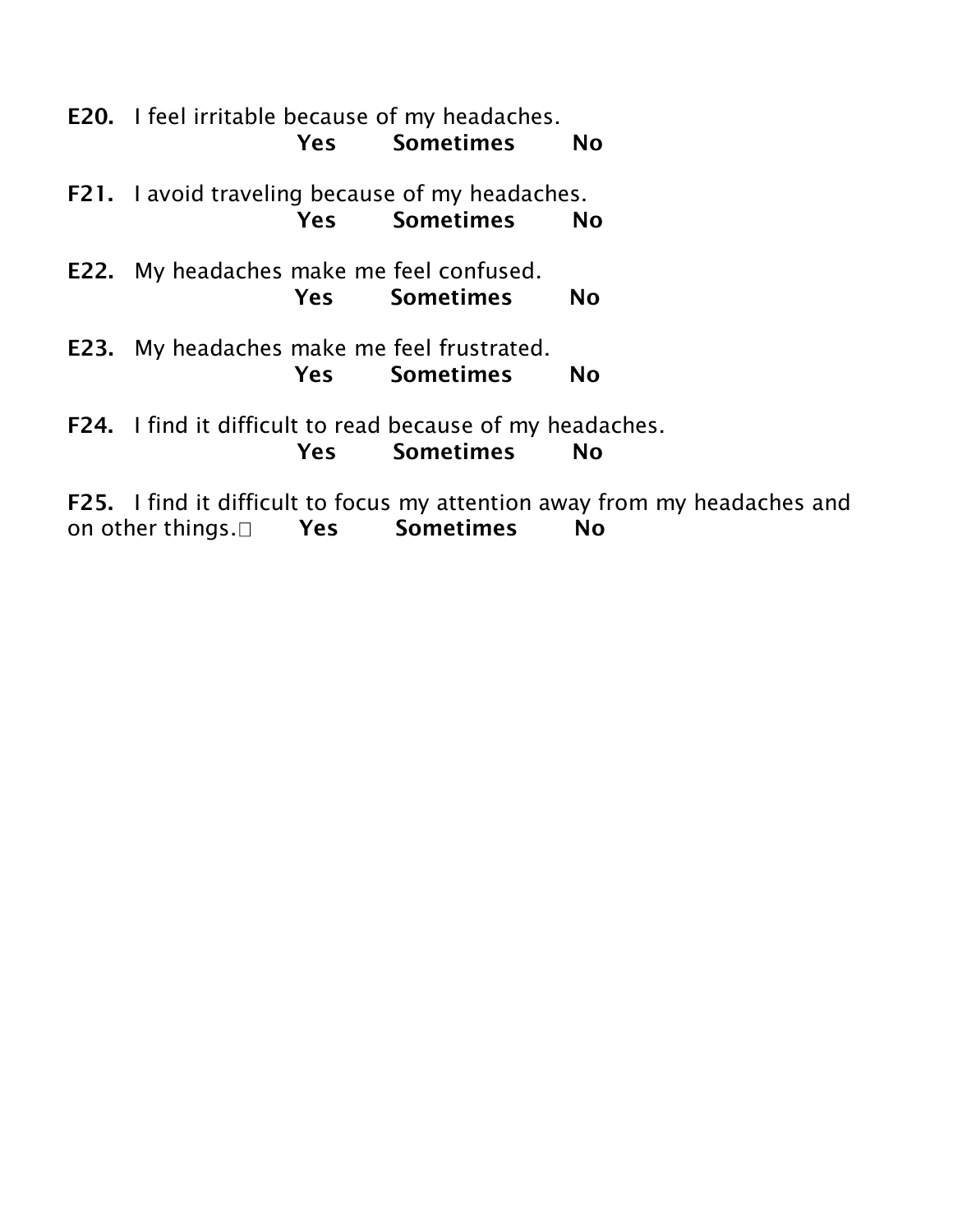**E20.** I feel irritable because of my headaches.
**Yes** **Sometimes** **No**

**F21.** I avoid traveling because of my headaches.
**Yes** **Sometimes** **No**

**E22.** My headaches make me feel confused.
**Yes** **Sometimes** **No**

**E23.** My headaches make me feel frustrated.
**Yes** **Sometimes** **No**

**F24.** I find it difficult to read because of my headaches.
**Yes** **Sometimes** **No**

**F25.** I find it difficult to focus my attention away from my headaches and on other things. **Yes** **Sometimes** **No**